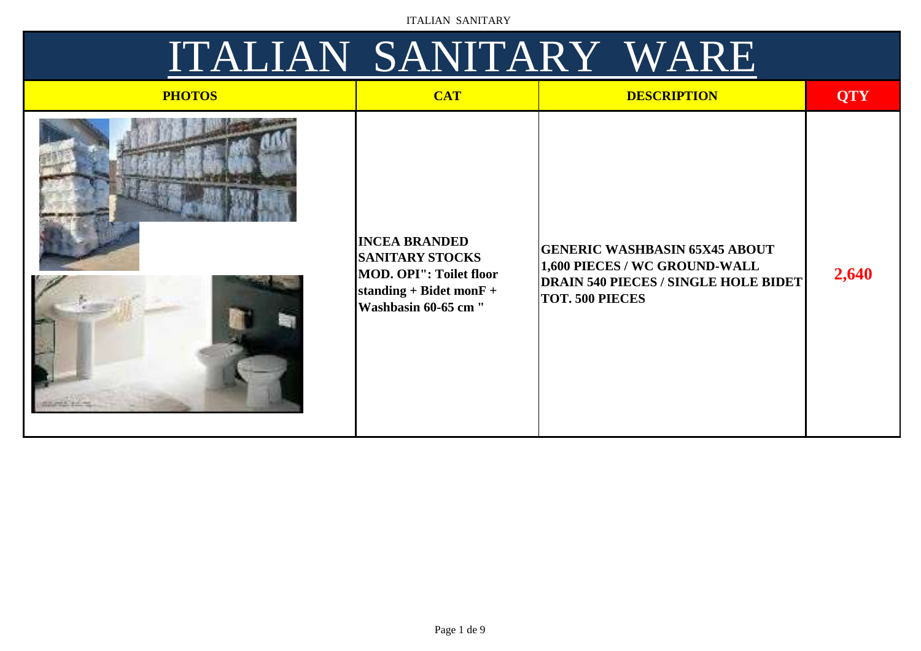# ITALIAN SANITARY WARE

| PHOTOS | CAT | DESCRIPTION | QTY |
|---|---|---|---|
| | **INCEA BRANDED SANITARY STOCKS MOD. OPI": Toilet floor standing + Bidet monF + Washbasin 60-65 cm "** | **GENERIC WASHBASIN 65X45 ABOUT 1,600 PIECES / WC GROUND-WALL DRAIN 540 PIECES / SINGLE HOLE BIDET TOT. 500 PIECES** | **2,640** |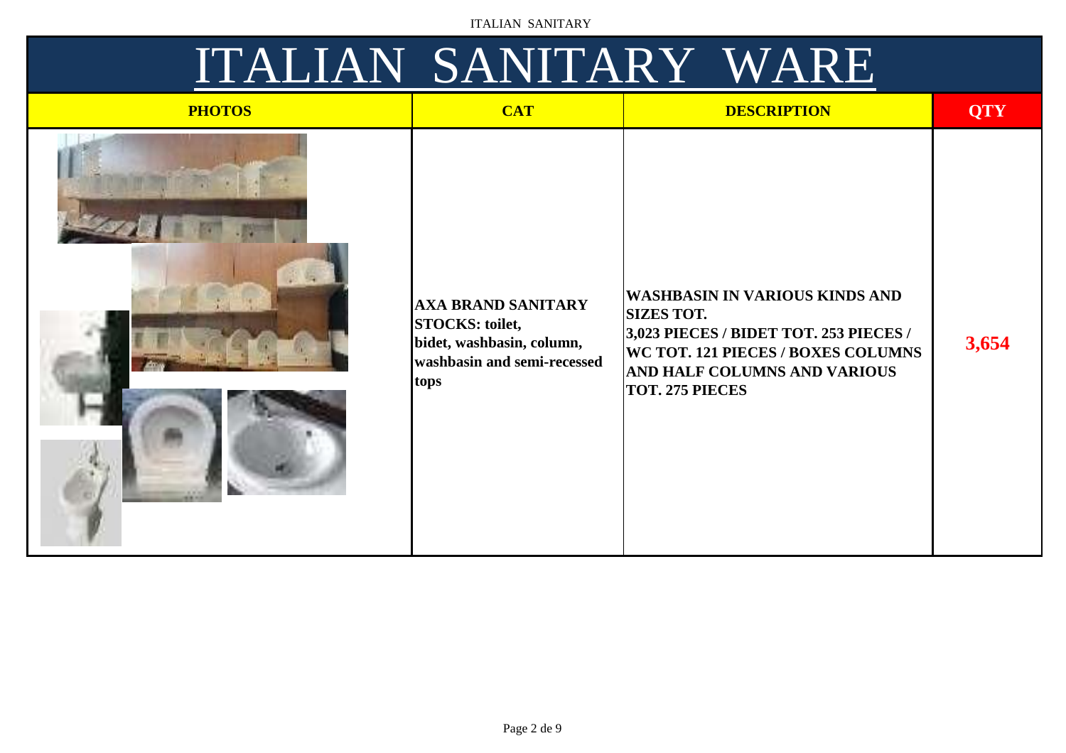# ITALIAN SANITARY WARE

| PHOTOS | CAT | DESCRIPTION | QTY |
| --- | --- | --- | --- |
| | **AXA BRAND SANITARY STOCKS: toilet, bidet, washbasin, column, washbasin and semi-recessed tops** | **WASHBASIN IN VARIOUS KINDS AND SIZES TOT. 3,023 PIECES / BIDET TOT. 253 PIECES / WC TOT. 121 PIECES / BOXES COLUMNS AND HALF COLUMNS AND VARIOUS TOT. 275 PIECES** | **3,654** |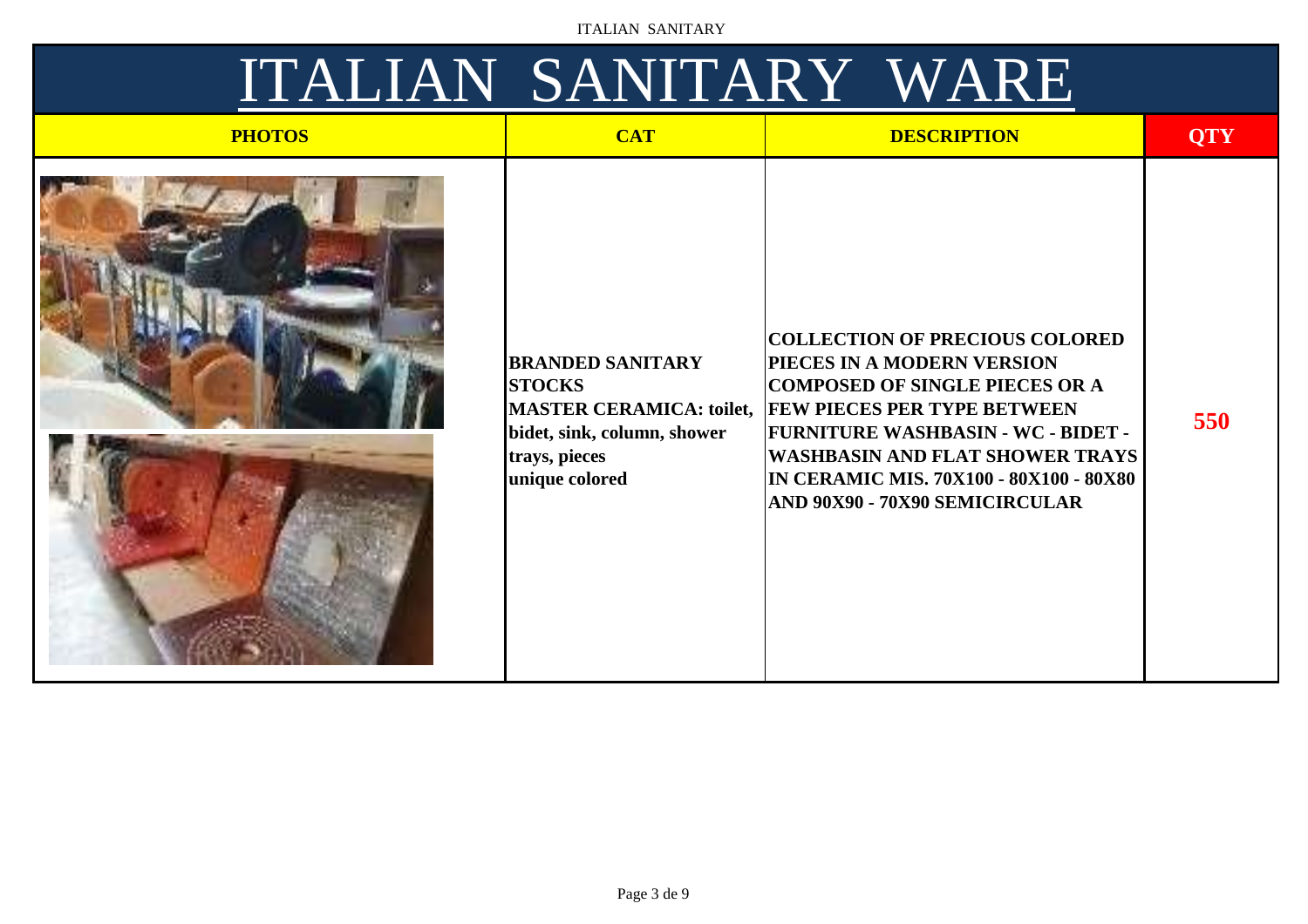# ITALIAN SANITARY WARE

| PHOTOS | CAT | DESCRIPTION | QTY |
|---|---|---|---|
| | **BRANDED SANITARY STOCKS**<br>**MASTER CERAMICA: toilet, bidet, sink, column, shower trays, pieces unique colored** | **COLLECTION OF PRECIOUS COLORED PIECES IN A MODERN VERSION COMPOSED OF SINGLE PIECES OR A FEW PIECES PER TYPE BETWEEN FURNITURE WASHBASIN - WC - BIDET - WASHBASIN AND FLAT SHOWER TRAYS IN CERAMIC MIS. 70X100 - 80X100 - 80X80 AND 90X90 - 70X90 SEMICIRCULAR** | **550** |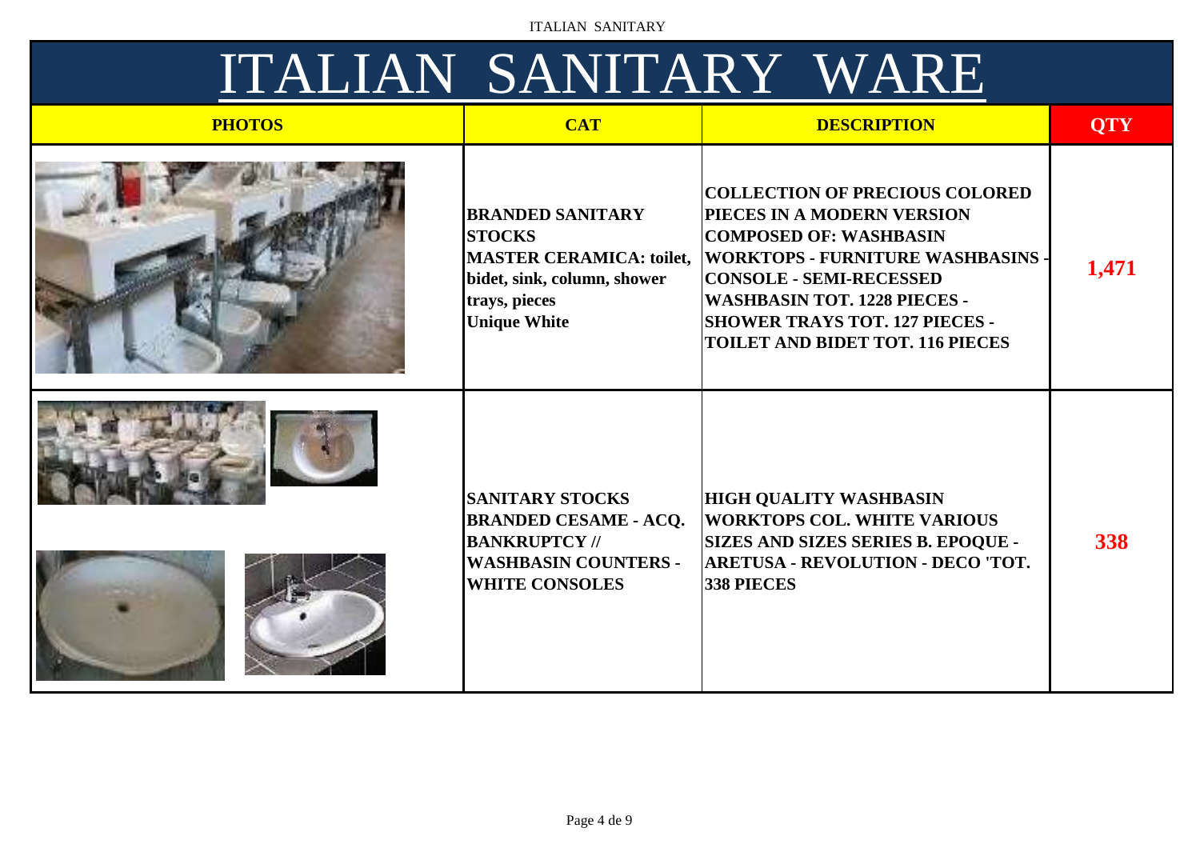# ITALIAN SANITARY WARE

| PHOTOS | CAT | DESCRIPTION | QTY |
|---|---|---|---|
| | **BRANDED SANITARY STOCKS MASTER CERAMICA: toilet, bidet, sink, column, shower trays, pieces Unique White** | **COLLECTION OF PRECIOUS COLORED PIECES IN A MODERN VERSION COMPOSED OF: WASHBASIN WORKTOPS - FURNITURE WASHBASINS - CONSOLE - SEMI-RECESSED WASHBASIN TOT. 1228 PIECES - SHOWER TRAYS TOT. 127 PIECES - TOILET AND BIDET TOT. 116 PIECES** | **1,471** |
| | **SANITARY STOCKS BRANDED CESAME - ACQ. BANKRUPTCY // WASHBASIN COUNTERS - WHITE CONSOLES** | **HIGH QUALITY WASHBASIN WORKTOPS COL. WHITE VARIOUS SIZES AND SIZES SERIES B. EPOQUE - ARETUSA - REVOLUTION - DECO 'TOT. 338 PIECES** | **338** |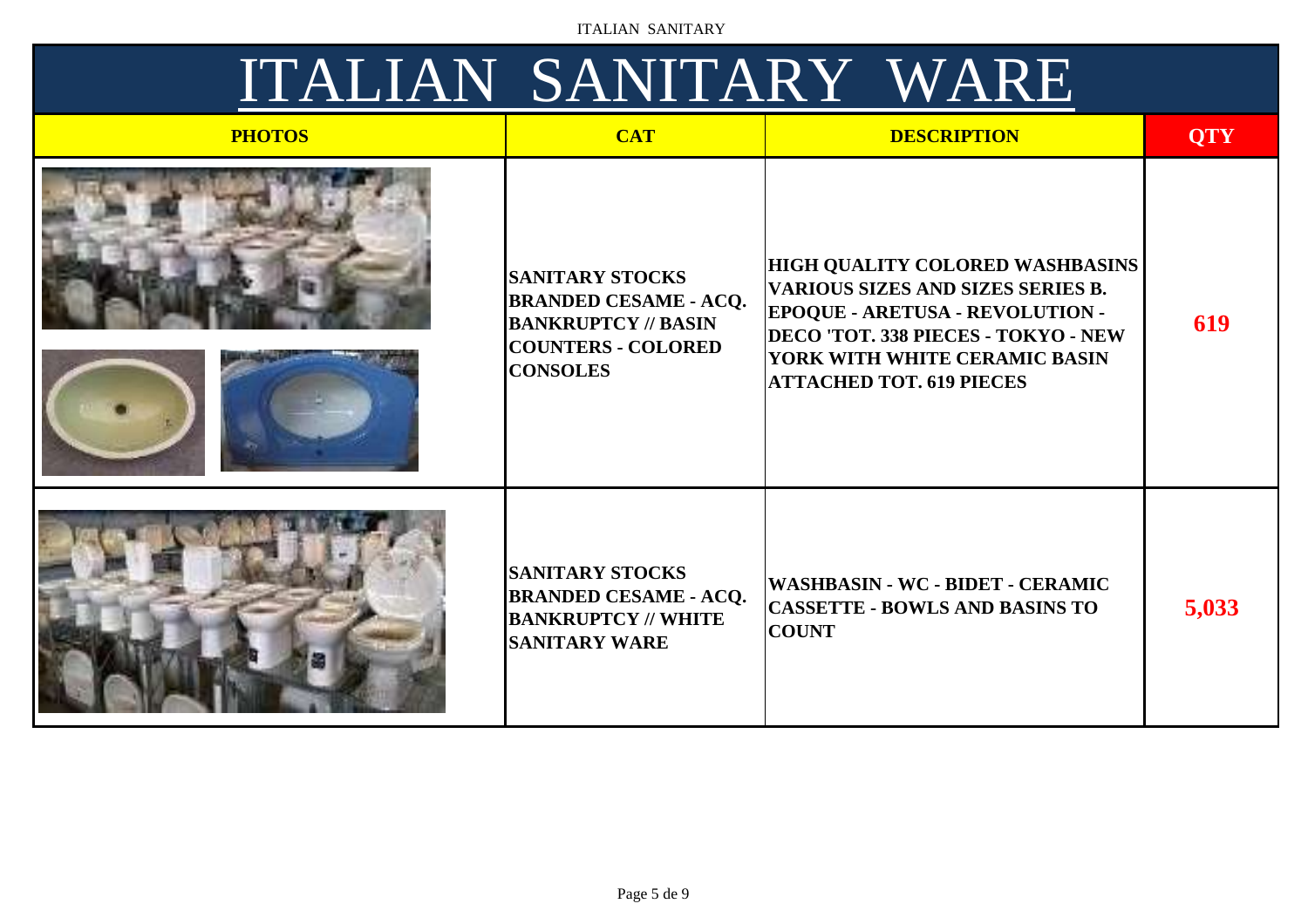# ITALIAN SANITARY WARE

| PHOTOS | CAT | DESCRIPTION | QTY |
|---|---|---|---|
| | **SANITARY STOCKS BRANDED CESAME - ACQ. BANKRUPTCY // BASIN COUNTERS - COLORED CONSOLES** | **HIGH QUALITY COLORED WASHBASINS VARIOUS SIZES AND SIZES SERIES B. EPOQUE - ARETUSA - REVOLUTION - DECO 'TOT. 338 PIECES - TOKYO - NEW YORK WITH WHITE CERAMIC BASIN ATTACHED TOT. 619 PIECES** | **619** |
| | **SANITARY STOCKS BRANDED CESAME - ACQ. BANKRUPTCY // WHITE SANITARY WARE** | **WASHBASIN - WC - BIDET - CERAMIC CASSETTE - BOWLS AND BASINS TO COUNT** | **5,033** |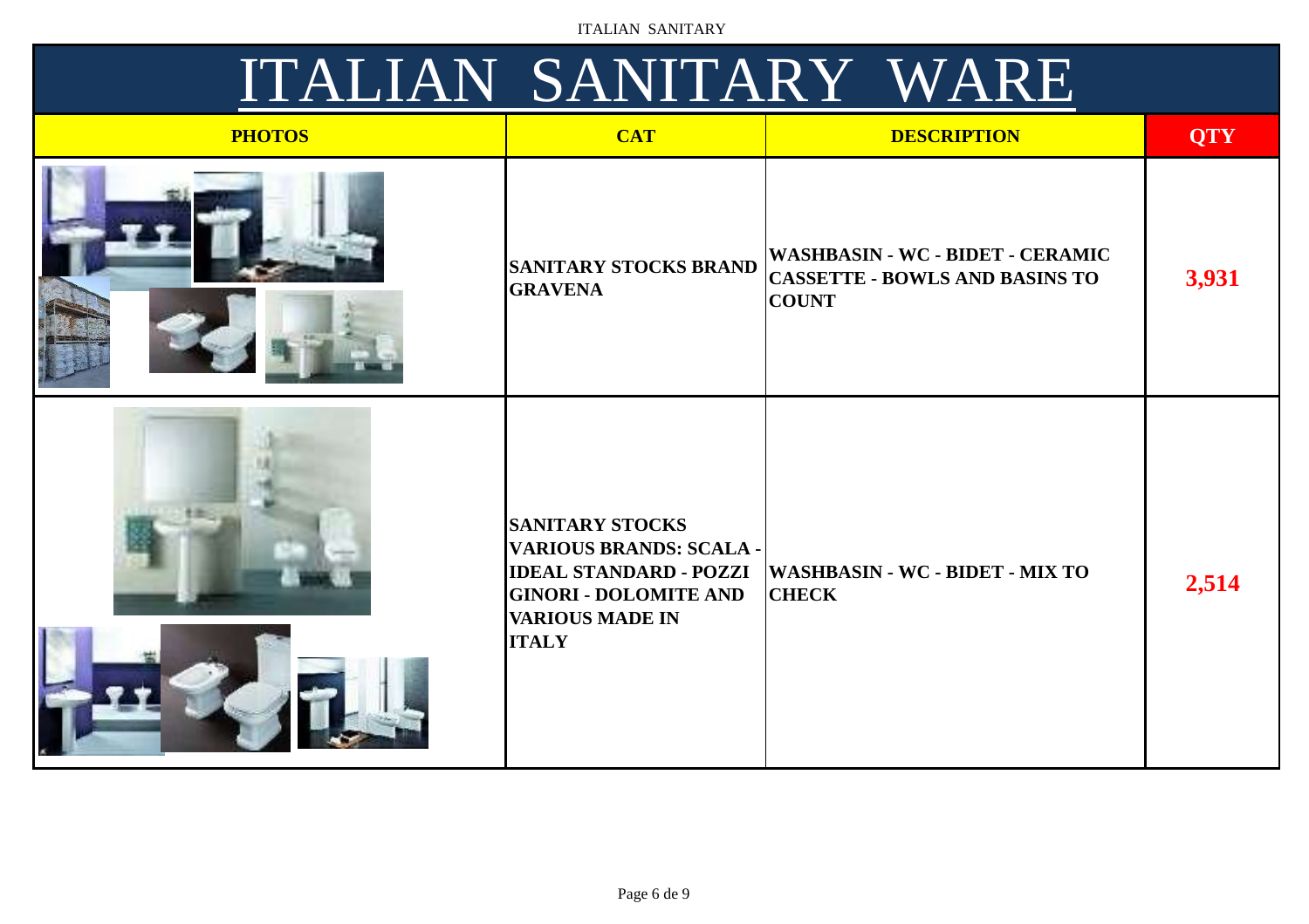# ITALIAN SANITARY WARE

| PHOTOS | CAT | DESCRIPTION | QTY |
|---|---|---|---|
| | SANITARY STOCKS BRAND GRAVENA | WASHBASIN - WC - BIDET - CERAMIC CASSETTE - BOWLS AND BASINS TO COUNT | 3,931 |
| | SANITARY STOCKS VARIOUS BRANDS: SCALA - IDEAL STANDARD - POZZI GINORI - DOLOMITE AND VARIOUS MADE IN ITALY | WASHBASIN - WC - BIDET - MIX TO CHECK | 2,514 |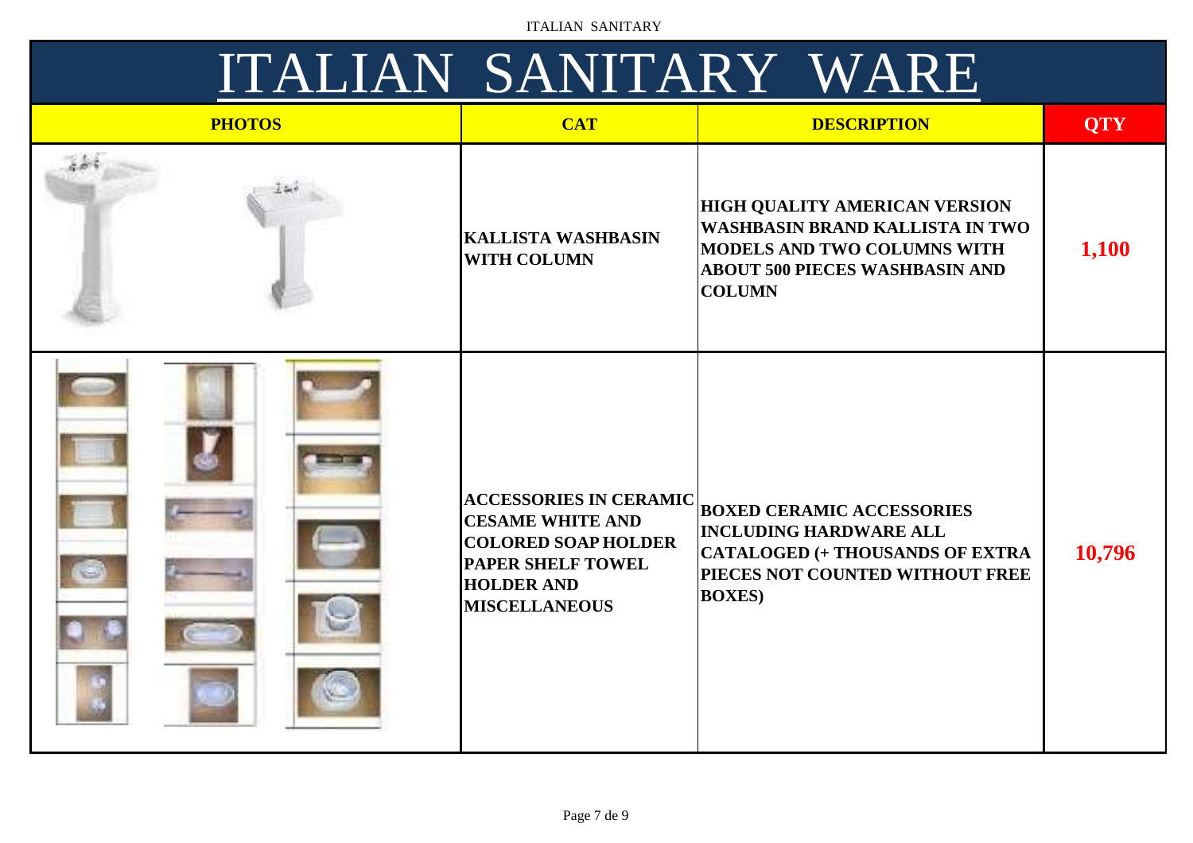# ITALIAN SANITARY WARE

| PHOTOS | CAT | DESCRIPTION | QTY |
|---|---|---|---|
| | **KALLISTA WASHBASIN WITH COLUMN** | **HIGH QUALITY AMERICAN VERSION WASHBASIN BRAND KALLISTA IN TWO MODELS AND TWO COLUMNS WITH ABOUT 500 PIECES WASHBASIN AND COLUMN** | **1,100** |
| | **ACCESSORIES IN CERAMIC CESAME WHITE AND COLORED SOAP HOLDER PAPER SHELF TOWEL HOLDER AND MISCELLANEOUS** | **BOXED CERAMIC ACCESSORIES INCLUDING HARDWARE ALL CATALOGED (+ THOUSANDS OF EXTRA PIECES NOT COUNTED WITHOUT FREE BOXES)** | **10,796** |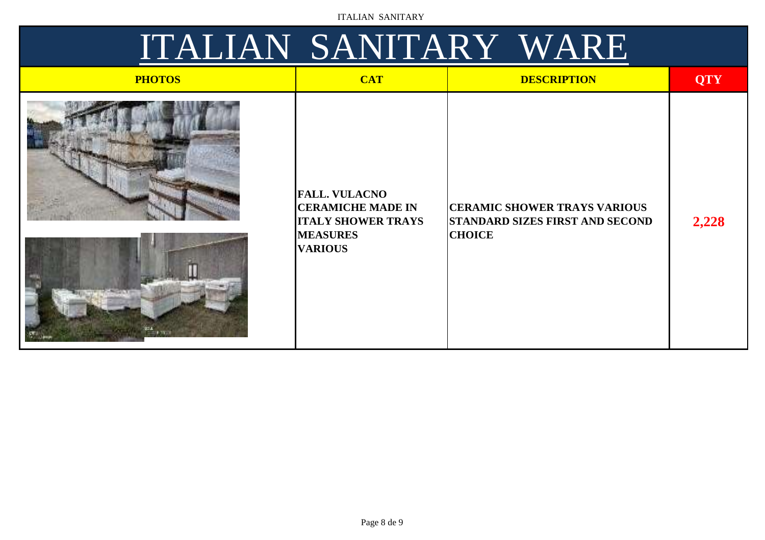# ITALIAN SANITARY WARE

| PHOTOS | CAT | DESCRIPTION | QTY |
|---|---|---|---|
| | **FALL. VULACNO CERAMICHE MADE IN ITALY SHOWER TRAYS MEASURES VARIOUS** | **CERAMIC SHOWER TRAYS VARIOUS STANDARD SIZES FIRST AND SECOND CHOICE** | **2,228** |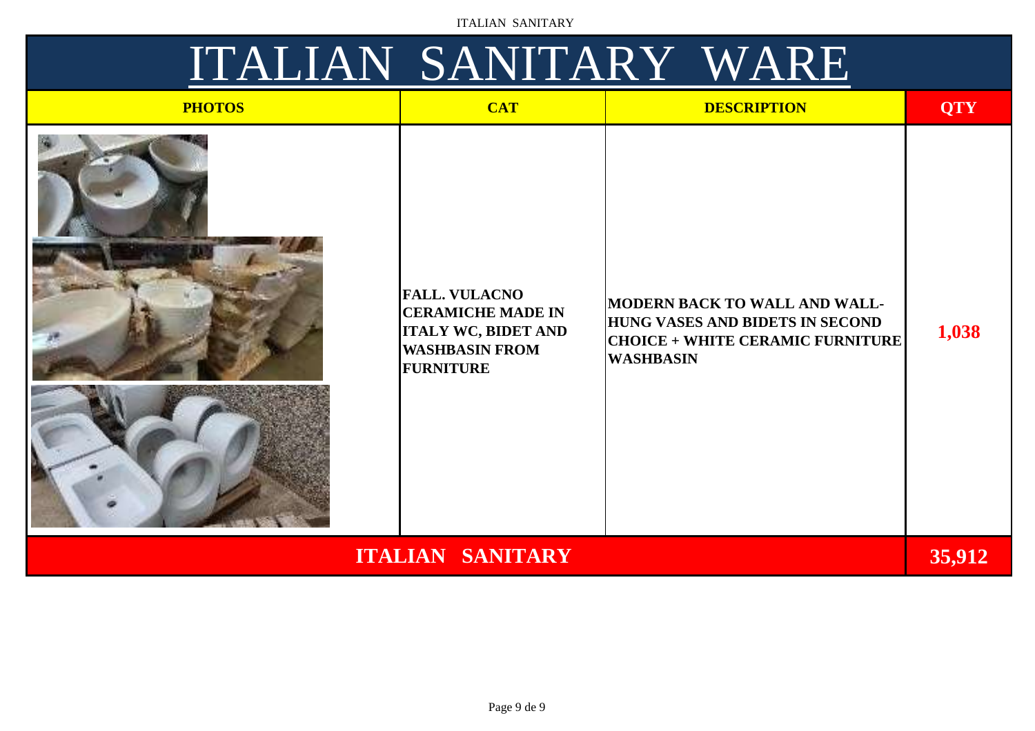# ITALIAN SANITARY WARE

| PHOTOS | CAT | DESCRIPTION | QTY |
| --- | --- | --- | --- |
| | **FALL. VULACNO CERAMICHE MADE IN ITALY WC, BIDET AND WASHBASIN FROM FURNITURE** | **MODERN BACK TO WALL AND WALL-HUNG VASES AND BIDETS IN SECOND CHOICE + WHITE CERAMIC FURNITURE WASHBASIN** | **1,038** |
| **ITALIAN SANITARY** | | | **35,912** |